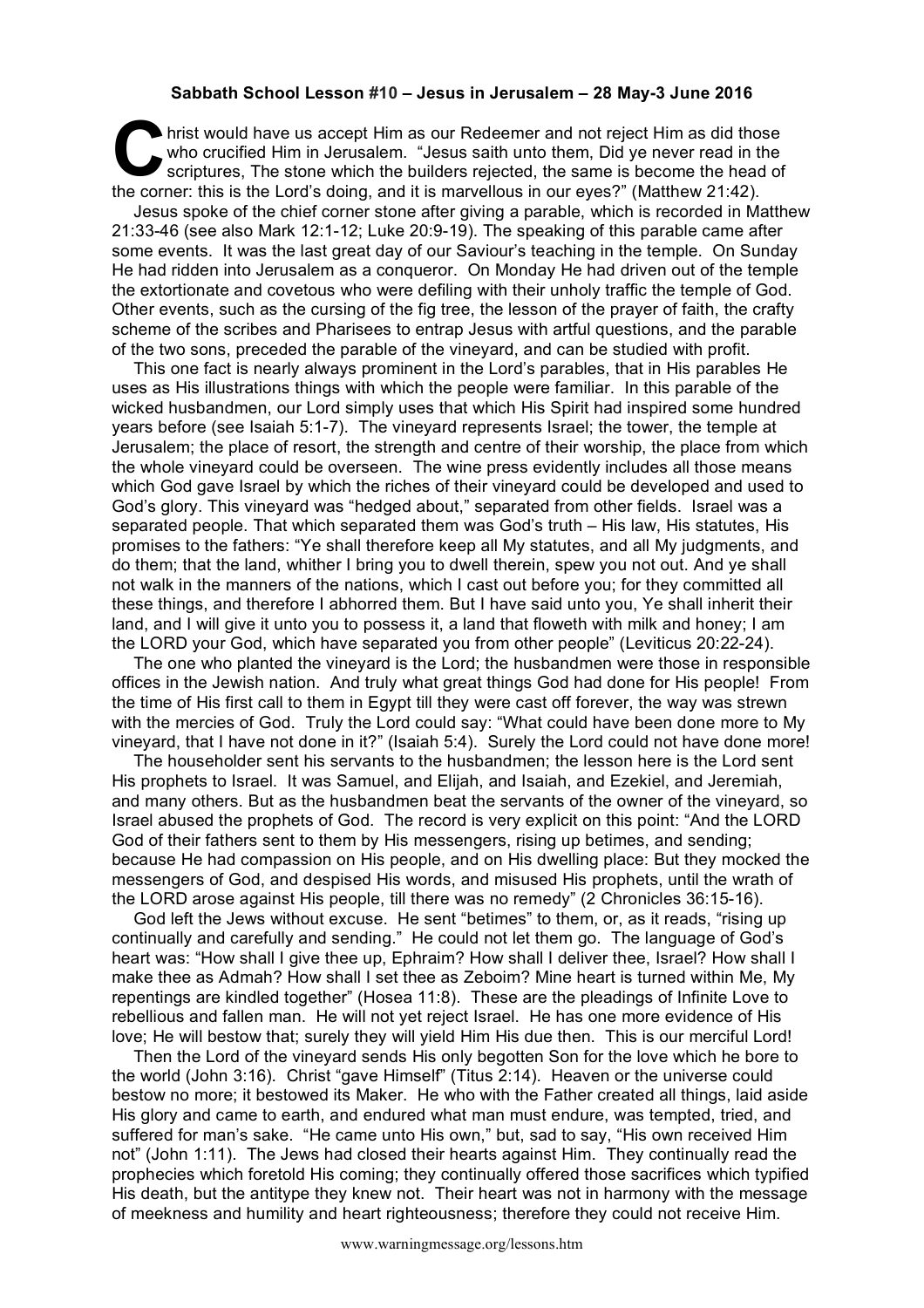**Sabbath School Lesson #10 – Jesus in Jerusalem – 28 May-3 June 2016**

Christ would have us accept Him as our Redeemer and not reject Him as did those who crucified Him in Jerusalem. "Jesus saith unto them, Did ye never read in the scriptures, The stone which the builders rejected, the same is become the head of the corner: this is the Lord's doing, and it is marvellous in our eyes?" (Matthew 21:42).

Jesus spoke of the chief corner stone after giving a parable, which is recorded in Matthew 21:33-46 (see also Mark 12:1-12; Luke 20:9-19). The speaking of this parable came after some events. It was the last great day of our Saviour's teaching in the temple. On Sunday He had ridden into Jerusalem as a conqueror. On Monday He had driven out of the temple the extortionate and covetous who were defiling with their unholy traffic the temple of God. Other events, such as the cursing of the fig tree, the lesson of the prayer of faith, the crafty scheme of the scribes and Pharisees to entrap Jesus with artful questions, and the parable of the two sons, preceded the parable of the vineyard, and can be studied with profit.

This one fact is nearly always prominent in the Lord's parables, that in His parables He uses as His illustrations things with which the people were familiar. In this parable of the wicked husbandmen, our Lord simply uses that which His Spirit had inspired some hundred years before (see Isaiah 5:1-7). The vineyard represents Israel; the tower, the temple at Jerusalem; the place of resort, the strength and centre of their worship, the place from which the whole vineyard could be overseen. The wine press evidently includes all those means which God gave Israel by which the riches of their vineyard could be developed and used to God's glory. This vineyard was "hedged about," separated from other fields. Israel was a separated people. That which separated them was God's truth – His law, His statutes, His promises to the fathers: "Ye shall therefore keep all My statutes, and all My judgments, and do them; that the land, whither I bring you to dwell therein, spew you not out. And ye shall not walk in the manners of the nations, which I cast out before you; for they committed all these things, and therefore I abhorred them. But I have said unto you, Ye shall inherit their land, and I will give it unto you to possess it, a land that floweth with milk and honey; I am the LORD your God, which have separated you from other people" (Leviticus 20:22-24).

The one who planted the vineyard is the Lord; the husbandmen were those in responsible offices in the Jewish nation. And truly what great things God had done for His people! From the time of His first call to them in Egypt till they were cast off forever, the way was strewn with the mercies of God. Truly the Lord could say: "What could have been done more to My vineyard, that I have not done in it?" (Isaiah 5:4). Surely the Lord could not have done more!

The householder sent his servants to the husbandmen; the lesson here is the Lord sent His prophets to Israel. It was Samuel, and Elijah, and Isaiah, and Ezekiel, and Jeremiah, and many others. But as the husbandmen beat the servants of the owner of the vineyard, so Israel abused the prophets of God. The record is very explicit on this point: "And the LORD God of their fathers sent to them by His messengers, rising up betimes, and sending; because He had compassion on His people, and on His dwelling place: But they mocked the messengers of God, and despised His words, and misused His prophets, until the wrath of the LORD arose against His people, till there was no remedy" (2 Chronicles 36:15-16).

God left the Jews without excuse. He sent "betimes" to them, or, as it reads, "rising up continually and carefully and sending." He could not let them go. The language of God's heart was: "How shall I give thee up, Ephraim? How shall I deliver thee, Israel? How shall I make thee as Admah? How shall I set thee as Zeboim? Mine heart is turned within Me, My repentings are kindled together" (Hosea 11:8). These are the pleadings of Infinite Love to rebellious and fallen man. He will not yet reject Israel. He has one more evidence of His love; He will bestow that; surely they will yield Him His due then. This is our merciful Lord!

Then the Lord of the vineyard sends His only begotten Son for the love which he bore to the world (John 3:16). Christ "gave Himself" (Titus 2:14). Heaven or the universe could bestow no more; it bestowed its Maker. He who with the Father created all things, laid aside His glory and came to earth, and endured what man must endure, was tempted, tried, and suffered for man's sake. "He came unto His own," but, sad to say, "His own received Him not" (John 1:11). The Jews had closed their hearts against Him. They continually read the prophecies which foretold His coming; they continually offered those sacrifices which typified His death, but the antitype they knew not. Their heart was not in harmony with the message of meekness and humility and heart righteousness; therefore they could not receive Him.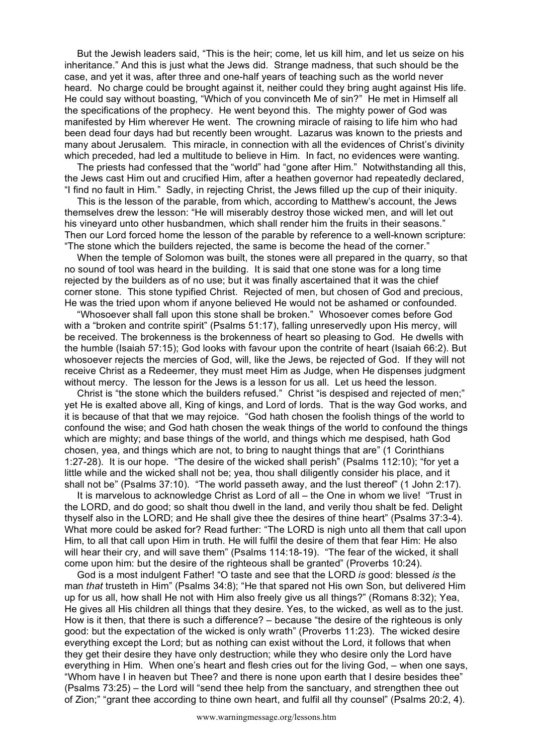But the Jewish leaders said, "This is the heir; come, let us kill him, and let us seize on his inheritance." And this is just what the Jews did. Strange madness, that such should be the case, and yet it was, after three and one-half years of teaching such as the world never heard. No charge could be brought against it, neither could they bring aught against His life. He could say without boasting, "Which of you convinceth Me of sin?" He met in Himself all the specifications of the prophecy. He went beyond this. The mighty power of God was manifested by Him wherever He went. The crowning miracle of raising to life him who had been dead four days had but recently been wrought. Lazarus was known to the priests and many about Jerusalem. This miracle, in connection with all the evidences of Christ's divinity which preceded, had led a multitude to believe in Him. In fact, no evidences were wanting.

The priests had confessed that the "world" had "gone after Him." Notwithstanding all this, the Jews cast Him out and crucified Him, after a heathen governor had repeatedly declared, "I find no fault in Him." Sadly, in rejecting Christ, the Jews filled up the cup of their iniquity.

This is the lesson of the parable, from which, according to Matthew's account, the Jews themselves drew the lesson: "He will miserably destroy those wicked men, and will let out his vineyard unto other husbandmen, which shall render him the fruits in their seasons." Then our Lord forced home the lesson of the parable by reference to a well-known scripture: "The stone which the builders rejected, the same is become the head of the corner."

When the temple of Solomon was built, the stones were all prepared in the quarry, so that no sound of tool was heard in the building. It is said that one stone was for a long time rejected by the builders as of no use; but it was finally ascertained that it was the chief corner stone. This stone typified Christ. Rejected of men, but chosen of God and precious, He was the tried upon whom if anyone believed He would not be ashamed or confounded.

"Whosoever shall fall upon this stone shall be broken." Whosoever comes before God with a "broken and contrite spirit" (Psalms 51:17), falling unreservedly upon His mercy, will be received. The brokenness is the brokenness of heart so pleasing to God. He dwells with the humble (Isaiah 57:15); God looks with favour upon the contrite of heart (Isaiah 66:2). But whosoever rejects the mercies of God, will, like the Jews, be rejected of God. If they will not receive Christ as a Redeemer, they must meet Him as Judge, when He dispenses judgment without mercy. The lesson for the Jews is a lesson for us all. Let us heed the lesson.

Christ is "the stone which the builders refused." Christ "is despised and rejected of men;" yet He is exalted above all, King of kings, and Lord of lords. That is the way God works, and it is because of that that we may rejoice. "God hath chosen the foolish things of the world to confound the wise; and God hath chosen the weak things of the world to confound the things which are mighty; and base things of the world, and things which me despised, hath God chosen, yea, and things which are not, to bring to naught things that are" (1 Corinthians 1:27-28). It is our hope. "The desire of the wicked shall perish" (Psalms 112:10); "for yet a little while and the wicked shall not be; yea, thou shall diligently consider his place, and it shall not be" (Psalms 37:10). "The world passeth away, and the lust thereof" (1 John 2:17).

It is marvelous to acknowledge Christ as Lord of all – the One in whom we live! "Trust in the LORD, and do good; so shalt thou dwell in the land, and verily thou shalt be fed. Delight thyself also in the LORD; and He shall give thee the desires of thine heart" (Psalms 37:3-4). What more could be asked for? Read further: "The LORD is nigh unto all them that call upon Him, to all that call upon Him in truth. He will fulfil the desire of them that fear Him: He also will hear their cry, and will save them" (Psalms 114:18-19). "The fear of the wicked, it shall come upon him: but the desire of the righteous shall be granted" (Proverbs 10:24).

God is a most indulgent Father! "O taste and see that the LORD *is* good: blessed *is* the man *that* trusteth in Him" (Psalms 34:8); "He that spared not His own Son, but delivered Him up for us all, how shall He not with Him also freely give us all things?" (Romans 8:32); Yea, He gives all His children all things that they desire. Yes, to the wicked, as well as to the just. How is it then, that there is such a difference? – because "the desire of the righteous is only good: but the expectation of the wicked is only wrath" (Proverbs 11:23). The wicked desire everything except the Lord; but as nothing can exist without the Lord, it follows that when they get their desire they have only destruction; while they who desire only the Lord have everything in Him. When one's heart and flesh cries out for the living God, – when one says, "Whom have I in heaven but Thee? and there is none upon earth that I desire besides thee" (Psalms 73:25) – the Lord will "send thee help from the sanctuary, and strengthen thee out of Zion;" "grant thee according to thine own heart, and fulfil all thy counsel" (Psalms 20:2, 4).

www.warningmessage.org/lessons.htm